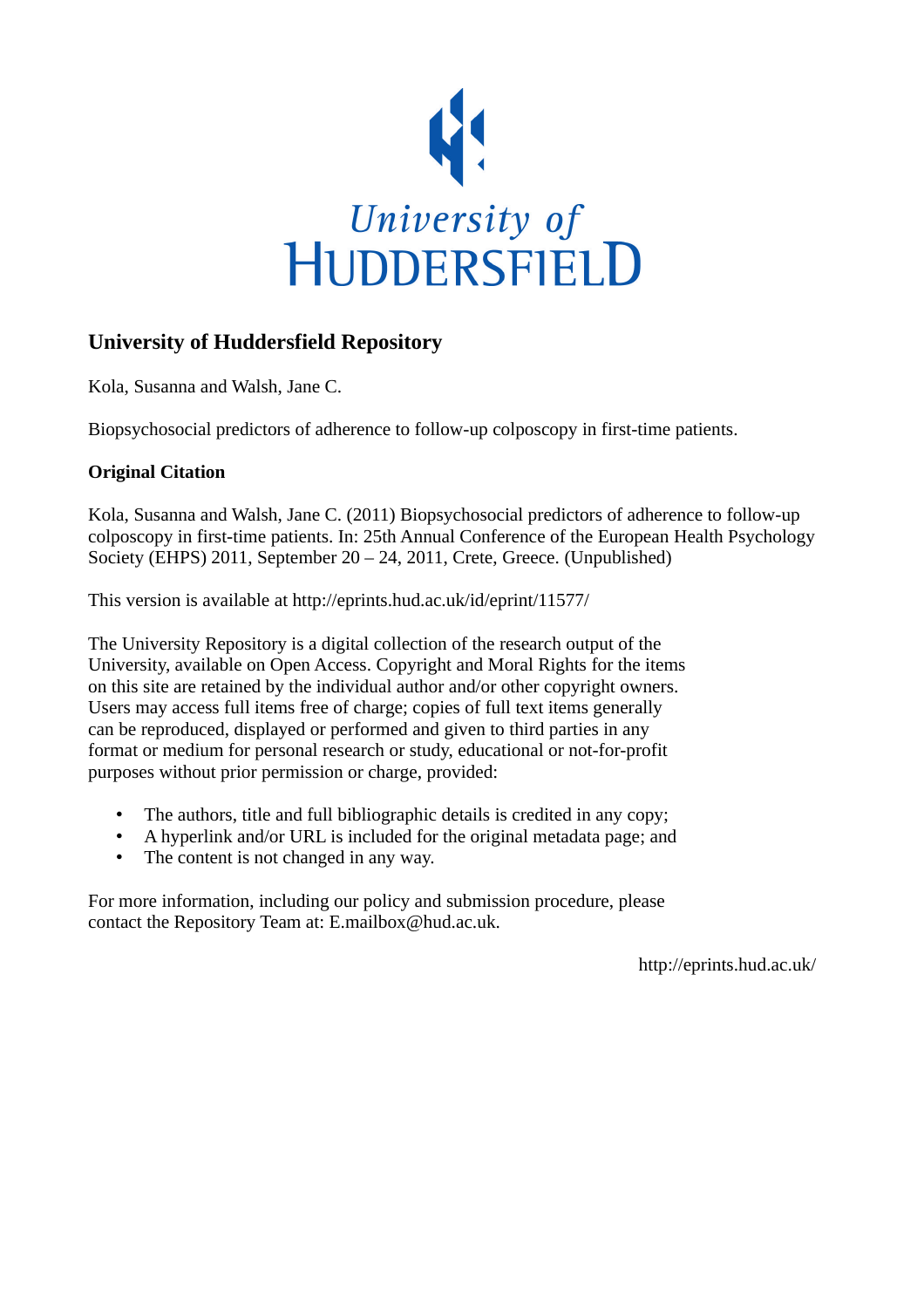University of HUDDERSFIELD

## University of Huddersfield Repository

Kola, Susanna and Walsh, Jane C.

Biopsychosocial predictors of adherence to follow-up colposcopy in first-time patients.

### Original Citation

Kola, Susanna and Walsh, Jane C. (2011) Biopsychosocial predictors of adherence to follow-up colposcopy in first-time patients. In: 25th Annual Conference of the European Health Psychology Society (EHPS) 2011, September 20 – 24, 2011, Crete, Greece. (Unpublished)

This version is available at http://eprints.hud.ac.uk/id/eprint/11577/

The University Repository is a digital collection of the research output of the University, available on Open Access. Copyright and Moral Rights for the items on this site are retained by the individual author and/or other copyright owners. Users may access full items free of charge; copies of full text items generally can be reproduced, displayed or performed and given to third parties in any format or medium for personal research or study, educational or not-for-profit purposes without prior permission or charge, provided:

- The authors, title and full bibliographic details is credited in any copy;
- A hyperlink and/or URL is included for the original metadata page; and
- The content is not changed in any way.

For more information, including our policy and submission procedure, please contact the Repository Team at: E.mailbox@hud.ac.uk.

http://eprints.hud.ac.uk/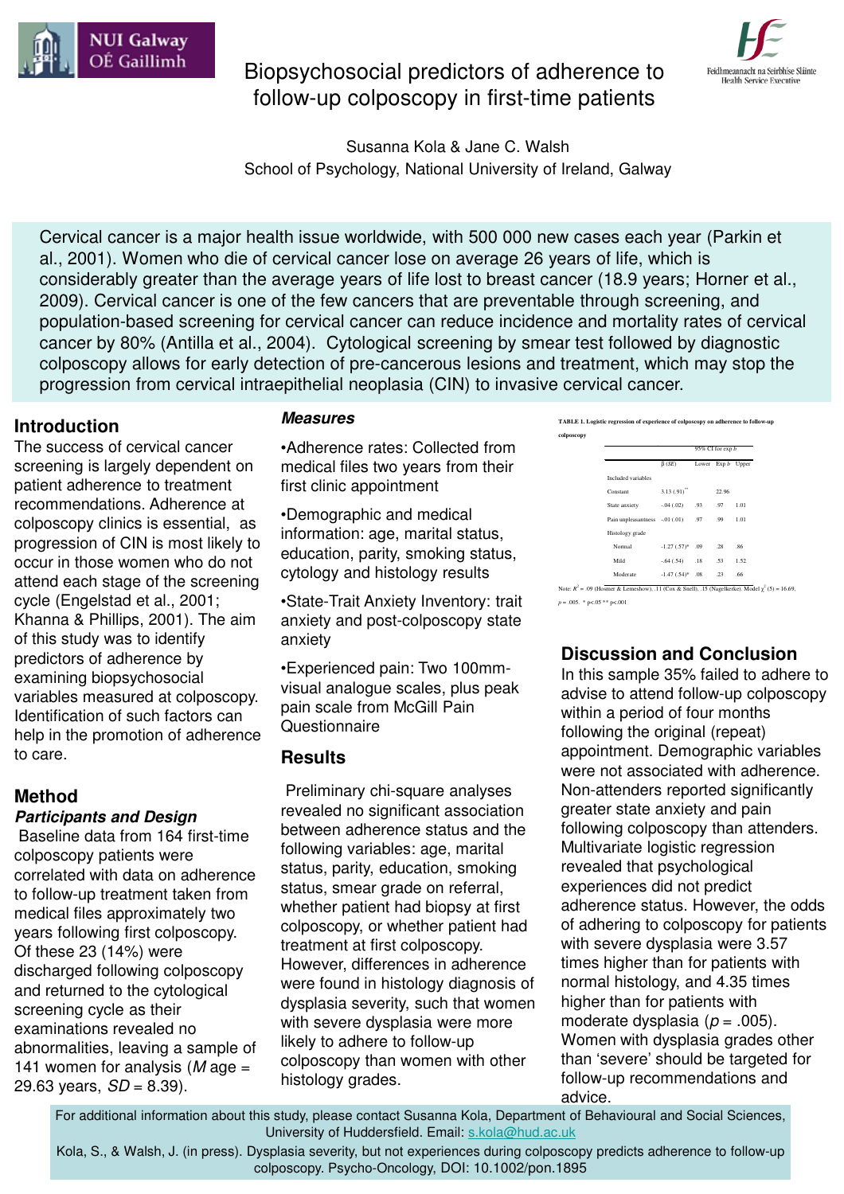# Biopsychosocial predictors of adherence to follow-up colposcopy in first-time patients

Susanna Kola & Jane C. Walsh
School of Psychology, National University of Ireland, Galway

Cervical cancer is a major health issue worldwide, with 500 000 new cases each year (Parkin et al., 2001). Women who die of cervical cancer lose on average 26 years of life, which is considerably greater than the average years of life lost to breast cancer (18.9 years; Horner et al., 2009). Cervical cancer is one of the few cancers that are preventable through screening, and population-based screening for cervical cancer can reduce incidence and mortality rates of cervical cancer by 80% (Antilla et al., 2004). Cytological screening by smear test followed by diagnostic colposcopy allows for early detection of pre-cancerous lesions and treatment, which may stop the progression from cervical intraepithelial neoplasia (CIN) to invasive cervical cancer.

## Introduction

The success of cervical cancer screening is largely dependent on patient adherence to treatment recommendations. Adherence at colposcopy clinics is essential, as progression of CIN is most likely to occur in those women who do not attend each stage of the screening cycle (Engelstad et al., 2001; Khanna & Phillips, 2001). The aim of this study was to identify predictors of adherence by examining biopsychosocial variables measured at colposcopy. Identification of such factors can help in the promotion of adherence to care.

## Method

### *Participants and Design*

Baseline data from 164 first-time colposcopy patients were correlated with data on adherence to follow-up treatment taken from medical files approximately two years following first colposcopy. Of these 23 (14%) were discharged following colposcopy and returned to the cytological screening cycle as their examinations revealed no abnormalities, leaving a sample of 141 women for analysis (*M* age = 29.63 years, *SD* = 8.39).

### *Measures*

- Adherence rates: Collected from medical files two years from their first clinic appointment
- Demographic and medical information: age, marital status, education, parity, smoking status, cytology and histology results
- State-Trait Anxiety Inventory: trait anxiety and post-colposcopy state anxiety
- Experienced pain: Two 100mm-visual analogue scales, plus peak pain scale from McGill Pain Questionnaire

## Results

Preliminary chi-square analyses revealed no significant association between adherence status and the following variables: age, marital status, parity, education, smoking status, smear grade on referral, whether patient had biopsy at first colposcopy, or whether patient had treatment at first colposcopy. However, differences in adherence were found in histology diagnosis of dysplasia severity, such that women with severe dysplasia were more likely to adhere to follow-up colposcopy than women with other histology grades.

**TABLE 1. Logistic regression of experience of colposcopy on adherence to follow-up colposcopy**

| | | 95% CI for exp *b* | | |
|---|---|---|---|---|
| | β (*SE*) | Lower | Exp *b* | Upper |
| Included variables | | | | |
| Constant | 3.13 (.91)** | | 22.96 | |
| State anxiety | -.04 (.02) | .93 | .97 | 1.01 |
| Pain unpleasantness | -.01 (.01) | .97 | .99 | 1.01 |
| Histology grade | | | | |
| Normal | -1.27 (.57)* | .09 | .28 | .86 |
| Mild | -.64 (.54) | .18 | .53 | 1.52 |
| Moderate | -1.47 (.54)* | .08 | .23 | .66 |

Note: $R^2$ = .09 (Hosmer & Lemeshow), .11 (Cox & Snell), .15 (Nagelkerke). Model $\chi^2$ (5) = 16.69, $p$ = .005. * p<.05 ** p<.001

## Discussion and Conclusion

In this sample 35% failed to adhere to advise to attend follow-up colposcopy within a period of four months following the original (repeat) appointment. Demographic variables were not associated with adherence. Non-attenders reported significantly greater state anxiety and pain following colposcopy than attenders. Multivariate logistic regression revealed that psychological experiences did not predict adherence status. However, the odds of adhering to colposcopy for patients with severe dysplasia were 3.57 times higher than for patients with normal histology, and 4.35 times higher than for patients with moderate dysplasia ($p$ = .005). Women with dysplasia grades other than 'severe' should be targeted for follow-up recommendations and advice.

For additional information about this study, please contact Susanna Kola, Department of Behavioural and Social Sciences, University of Huddersfield. Email: s.kola@hud.ac.uk

Kola, S., & Walsh, J. (in press). Dysplasia severity, but not experiences during colposcopy predicts adherence to follow-up colposcopy. Psycho-Oncology, DOI: 10.1002/pon.1895